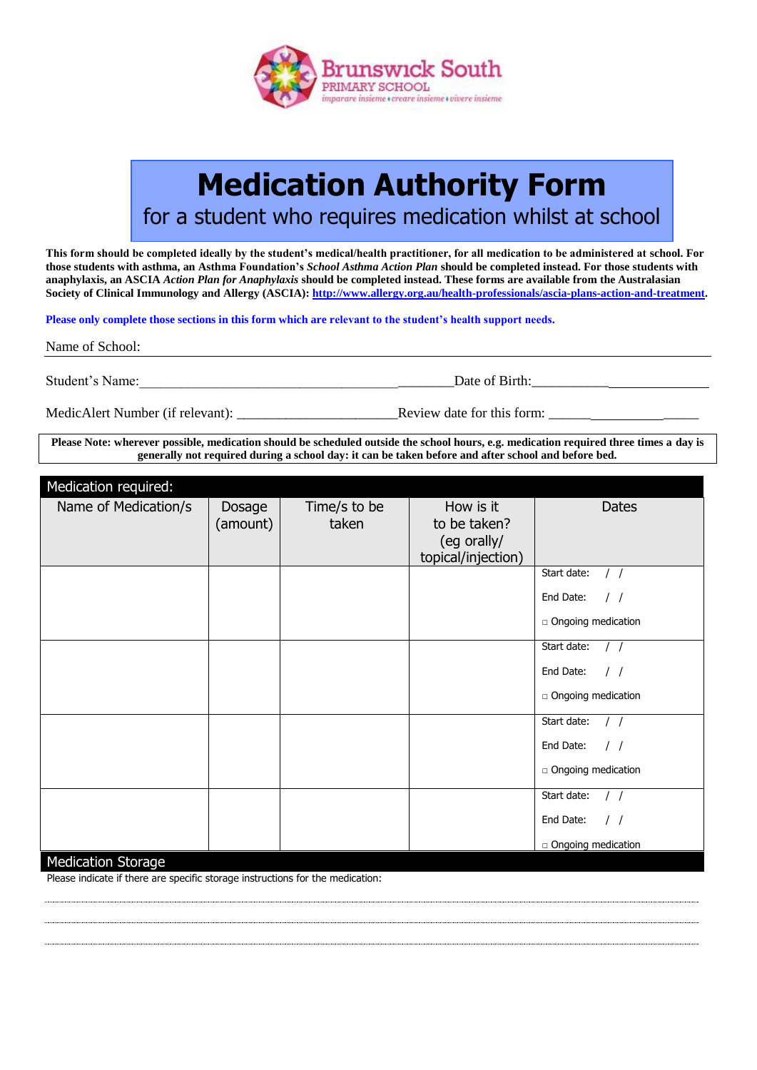Brunswick South PRIMARY SCHOOL
imparare insieme • creare insieme • vivere insieme

# Medication Authority Form

## for a student who requires medication whilst at school

**This form should be completed ideally by the student's medical/health practitioner, for all medication to be administered at school. For those students with asthma, an Asthma Foundation's *School Asthma Action Plan* should be completed instead. For those students with anaphylaxis, an ASCIA *Action Plan for Anaphylaxis* should be completed instead. These forms are available from the Australasian Society of Clinical Immunology and Allergy (ASCIA): http://www.allergy.org.au/health-professionals/ascia-plans-action-and-treatment.**

**Please only complete those sections in this form which are relevant to the student's health support needs.**

Name of School: ______________________________

Student's Name:_______________________________________________Date of Birth:__________________________

MedicAlert Number (if relevant): _______________________Review date for this form: ______________________

**Please Note: wherever possible, medication should be scheduled outside the school hours, e.g. medication required three times a day is generally not required during a school day: it can be taken before and after school and before bed.**

### Medication required:

| Name of Medication/s | Dosage (amount) | Time/s to be taken | How is it to be taken? (eg orally/ topical/injection) | Dates |
|---|---|---|---|---|
| | | | | Start date: / / <br> End Date: / / <br> □ Ongoing medication |
| | | | | Start date: / / <br> End Date: / / <br> □ Ongoing medication |
| | | | | Start date: / / <br> End Date: / / <br> □ Ongoing medication |
| | | | | Start date: / / <br> End Date: / / <br> □ Ongoing medication |

### Medication Storage

Please indicate if there are specific storage instructions for the medication:

..................................................................................................................................................

..................................................................................................................................................

..................................................................................................................................................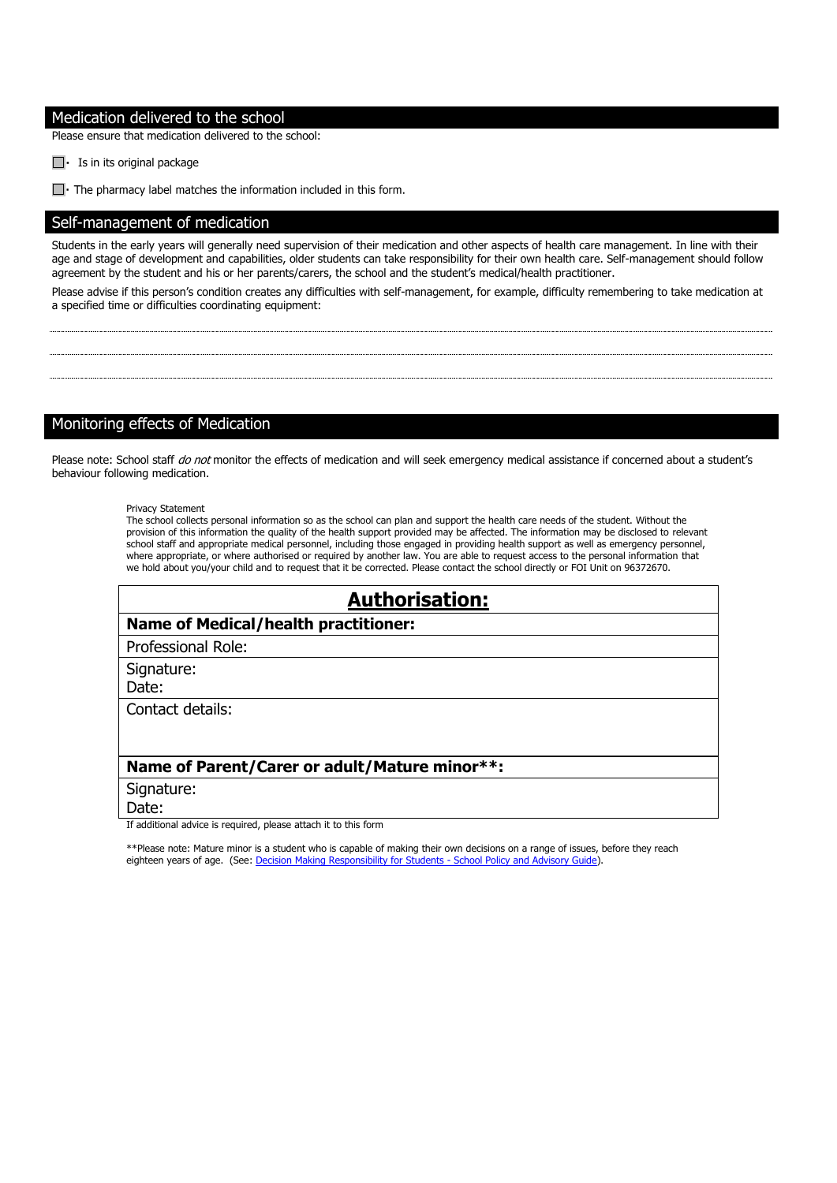## Medication delivered to the school

Please ensure that medication delivered to the school:

- [ ] Is in its original package
- [ ] The pharmacy label matches the information included in this form.

## Self-management of medication

Students in the early years will generally need supervision of their medication and other aspects of health care management. In line with their age and stage of development and capabilities, older students can take responsibility for their own health care. Self-management should follow agreement by the student and his or her parents/carers, the school and the student's medical/health practitioner.

Please advise if this person's condition creates any difficulties with self-management, for example, difficulty remembering to take medication at a specified time or difficulties coordinating equipment:

.................................................................................................................................................................................

.................................................................................................................................................................................

.................................................................................................................................................................................

## Monitoring effects of Medication

Please note: School staff *do not* monitor the effects of medication and will seek emergency medical assistance if concerned about a student's behaviour following medication.

Privacy Statement
The school collects personal information so as the school can plan and support the health care needs of the student. Without the provision of this information the quality of the health support provided may be affected. The information may be disclosed to relevant school staff and appropriate medical personnel, including those engaged in providing health support as well as emergency personnel, where appropriate, or where authorised or required by another law. You are able to request access to the personal information that we hold about you/your child and to request that it be corrected. Please contact the school directly or FOI Unit on 96372670.

| **Authorisation:** |
|---|
| **Name of Medical/health practitioner:** |
| Professional Role: |
| Signature:<br>Date: |
| Contact details: |
| **Name of Parent/Carer or adult/Mature minor**:** |
| Signature:<br>Date: |

If additional advice is required, please attach it to this form

**Please note: Mature minor is a student who is capable of making their own decisions on a range of issues, before they reach eighteen years of age. (See: Decision Making Responsibility for Students - School Policy and Advisory Guide).